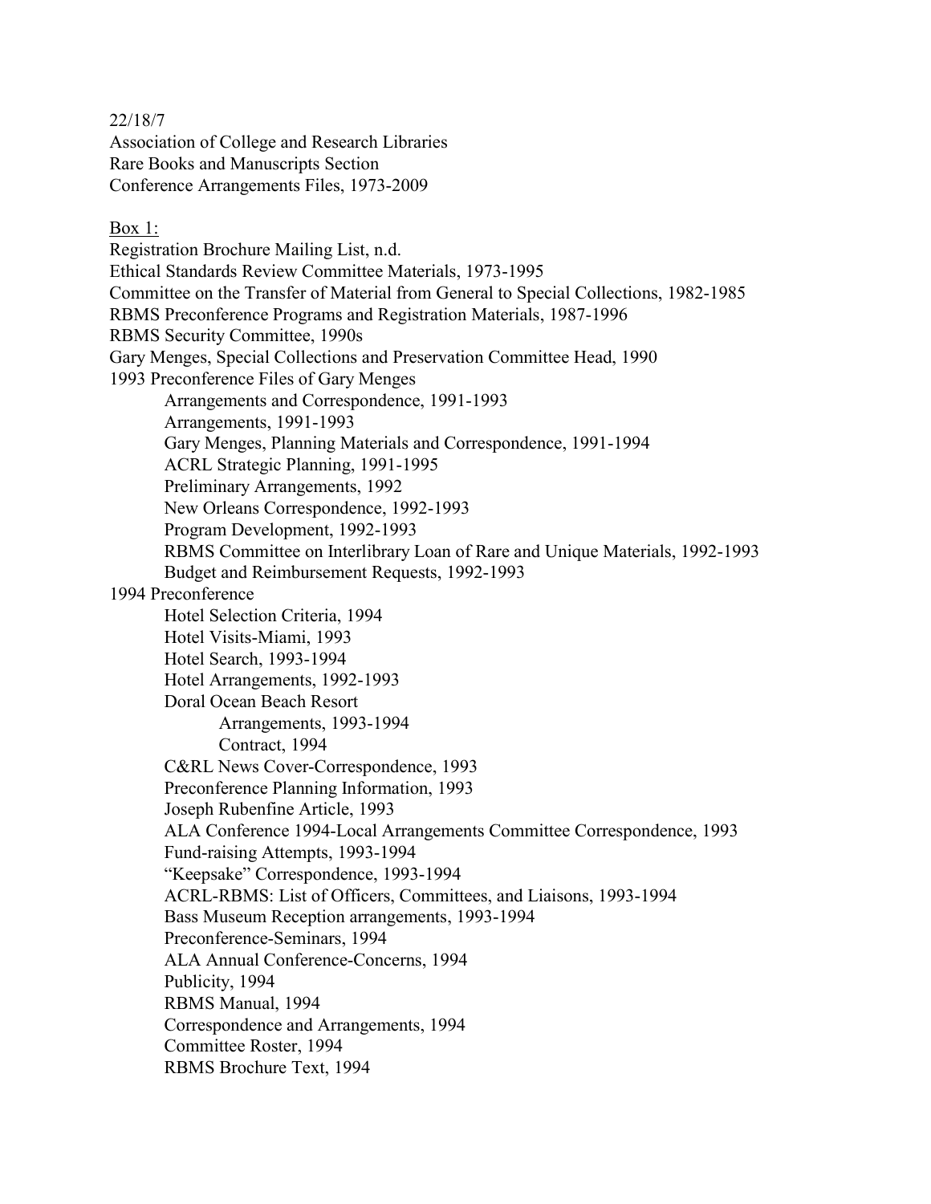22/18/7
Association of College and Research Libraries
Rare Books and Manuscripts Section
Conference Arrangements Files, 1973-2009

<u>Box 1:</u>

Registration Brochure Mailing List, n.d.
Ethical Standards Review Committee Materials, 1973-1995
Committee on the Transfer of Material from General to Special Collections, 1982-1985
RBMS Preconference Programs and Registration Materials, 1987-1996
RBMS Security Committee, 1990s
Gary Menges, Special Collections and Preservation Committee Head, 1990
1993 Preconference Files of Gary Menges
- Arrangements and Correspondence, 1991-1993
- Arrangements, 1991-1993
- Gary Menges, Planning Materials and Correspondence, 1991-1994
- ACRL Strategic Planning, 1991-1995
- Preliminary Arrangements, 1992
- New Orleans Correspondence, 1992-1993
- Program Development, 1992-1993
- RBMS Committee on Interlibrary Loan of Rare and Unique Materials, 1992-1993
- Budget and Reimbursement Requests, 1992-1993

1994 Preconference
- Hotel Selection Criteria, 1994
- Hotel Visits-Miami, 1993
- Hotel Search, 1993-1994
- Hotel Arrangements, 1992-1993
- Doral Ocean Beach Resort
  - Arrangements, 1993-1994
  - Contract, 1994
- C&RL News Cover-Correspondence, 1993
- Preconference Planning Information, 1993
- Joseph Rubenfine Article, 1993
- ALA Conference 1994-Local Arrangements Committee Correspondence, 1993
- Fund-raising Attempts, 1993-1994
- "Keepsake" Correspondence, 1993-1994
- ACRL-RBMS: List of Officers, Committees, and Liaisons, 1993-1994
- Bass Museum Reception arrangements, 1993-1994
- Preconference-Seminars, 1994
- ALA Annual Conference-Concerns, 1994
- Publicity, 1994
- RBMS Manual, 1994
- Correspondence and Arrangements, 1994
- Committee Roster, 1994
- RBMS Brochure Text, 1994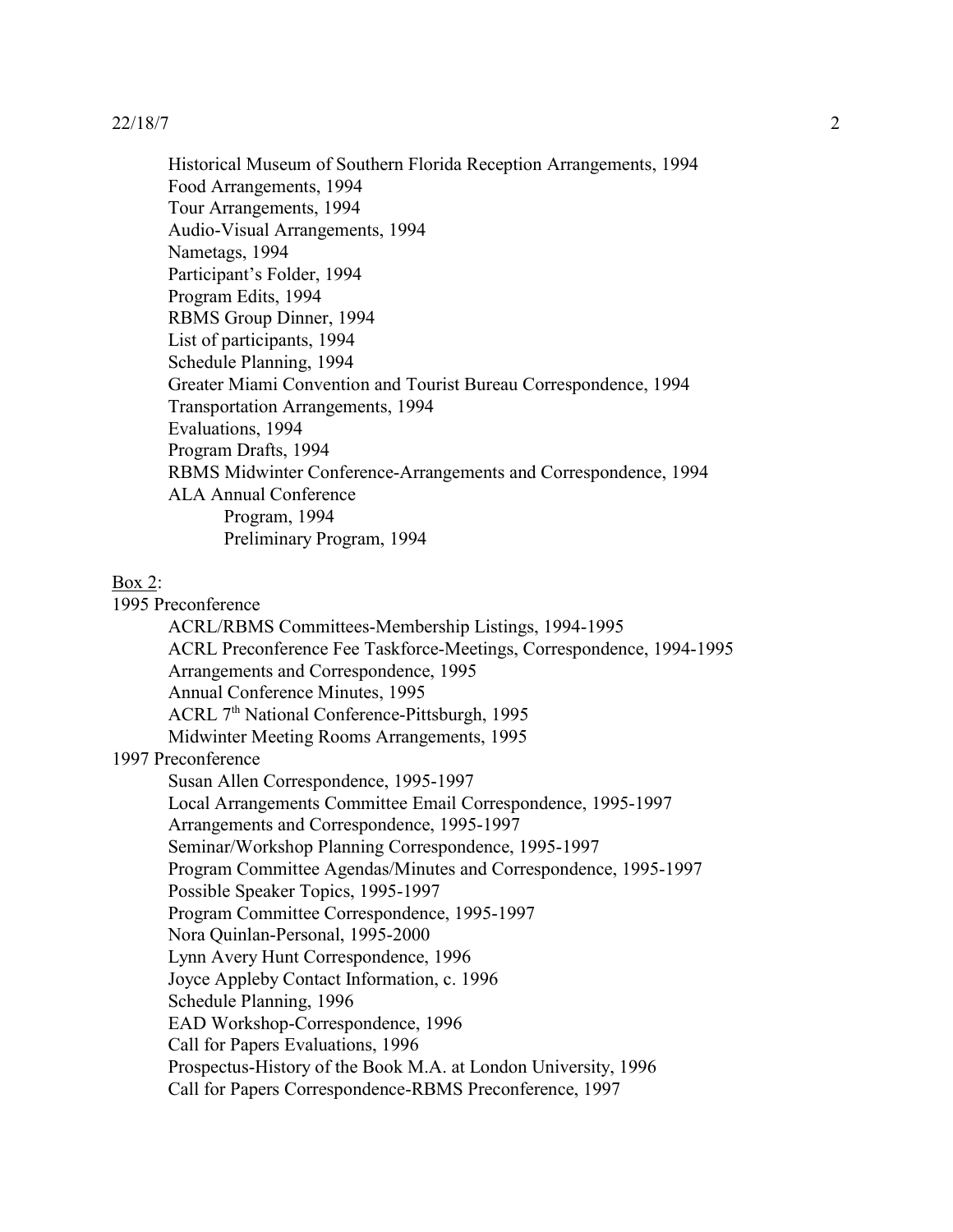Historical Museum of Southern Florida Reception Arrangements, 1994
Food Arrangements, 1994
Tour Arrangements, 1994
Audio-Visual Arrangements, 1994
Nametags, 1994
Participant's Folder, 1994
Program Edits, 1994
RBMS Group Dinner, 1994
List of participants, 1994
Schedule Planning, 1994
Greater Miami Convention and Tourist Bureau Correspondence, 1994
Transportation Arrangements, 1994
Evaluations, 1994
Program Drafts, 1994
RBMS Midwinter Conference-Arrangements and Correspondence, 1994
ALA Annual Conference
- Program, 1994
- Preliminary Program, 1994

Box 2:

1995 Preconference

- ACRL/RBMS Committees-Membership Listings, 1994-1995
- ACRL Preconference Fee Taskforce-Meetings, Correspondence, 1994-1995
- Arrangements and Correspondence, 1995
- Annual Conference Minutes, 1995
- ACRL 7th National Conference-Pittsburgh, 1995
- Midwinter Meeting Rooms Arrangements, 1995

1997 Preconference

- Susan Allen Correspondence, 1995-1997
- Local Arrangements Committee Email Correspondence, 1995-1997
- Arrangements and Correspondence, 1995-1997
- Seminar/Workshop Planning Correspondence, 1995-1997
- Program Committee Agendas/Minutes and Correspondence, 1995-1997
- Possible Speaker Topics, 1995-1997
- Program Committee Correspondence, 1995-1997
- Nora Quinlan-Personal, 1995-2000
- Lynn Avery Hunt Correspondence, 1996
- Joyce Appleby Contact Information, c. 1996
- Schedule Planning, 1996
- EAD Workshop-Correspondence, 1996
- Call for Papers Evaluations, 1996
- Prospectus-History of the Book M.A. at London University, 1996
- Call for Papers Correspondence-RBMS Preconference, 1997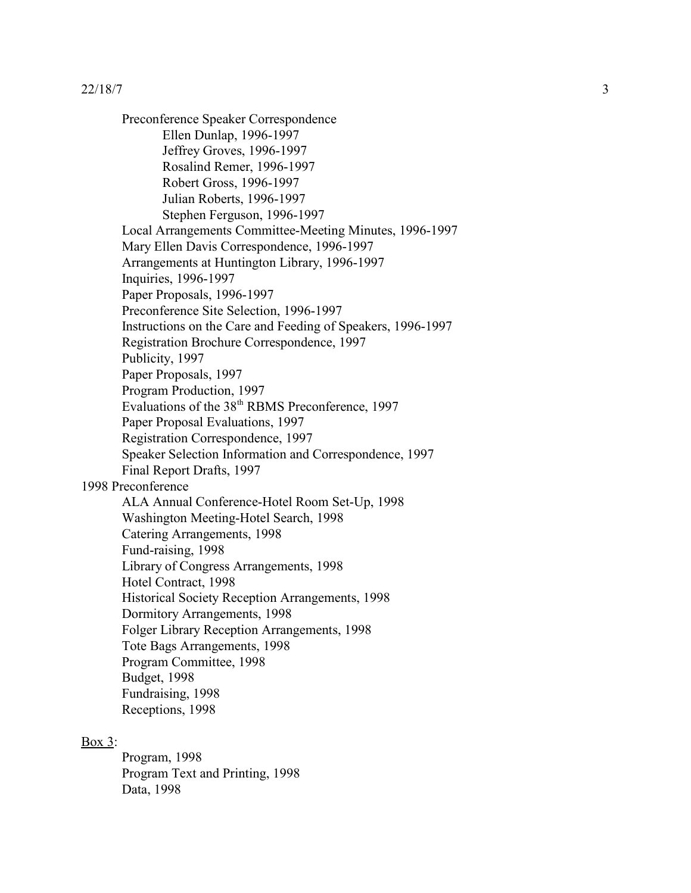- Preconference Speaker Correspondence
  - Ellen Dunlap, 1996-1997
  - Jeffrey Groves, 1996-1997
  - Rosalind Remer, 1996-1997
  - Robert Gross, 1996-1997
  - Julian Roberts, 1996-1997
  - Stephen Ferguson, 1996-1997
- Local Arrangements Committee-Meeting Minutes, 1996-1997
- Mary Ellen Davis Correspondence, 1996-1997
- Arrangements at Huntington Library, 1996-1997
- Inquiries, 1996-1997
- Paper Proposals, 1996-1997
- Preconference Site Selection, 1996-1997
- Instructions on the Care and Feeding of Speakers, 1996-1997
- Registration Brochure Correspondence, 1997
- Publicity, 1997
- Paper Proposals, 1997
- Program Production, 1997
- Evaluations of the 38th RBMS Preconference, 1997
- Paper Proposal Evaluations, 1997
- Registration Correspondence, 1997
- Speaker Selection Information and Correspondence, 1997
- Final Report Drafts, 1997

1998 Preconference

- ALA Annual Conference-Hotel Room Set-Up, 1998
- Washington Meeting-Hotel Search, 1998
- Catering Arrangements, 1998
- Fund-raising, 1998
- Library of Congress Arrangements, 1998
- Hotel Contract, 1998
- Historical Society Reception Arrangements, 1998
- Dormitory Arrangements, 1998
- Folger Library Reception Arrangements, 1998
- Tote Bags Arrangements, 1998
- Program Committee, 1998
- Budget, 1998
- Fundraising, 1998
- Receptions, 1998

Box 3:

- Program, 1998
- Program Text and Printing, 1998
- Data, 1998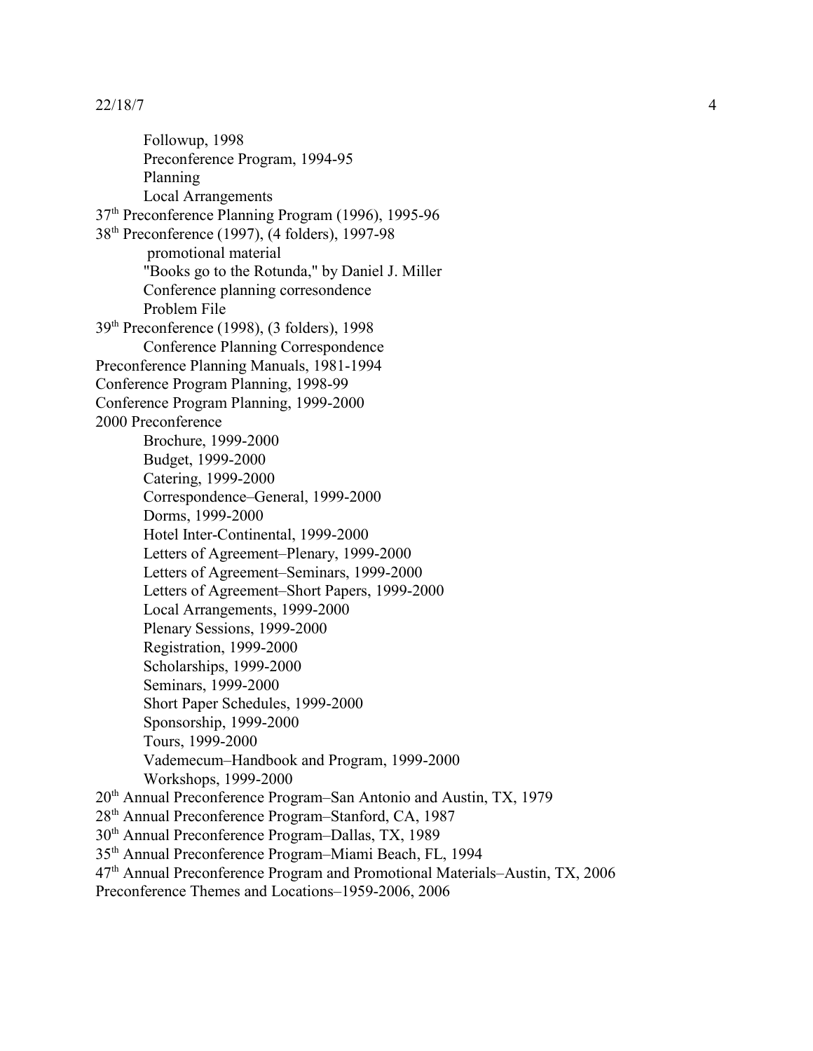Followup, 1998
Preconference Program, 1994-95
Planning
Local Arrangements

37th Preconference Planning Program (1996), 1995-96

38th Preconference (1997), (4 folders), 1997-98
promotional material
"Books go to the Rotunda," by Daniel J. Miller
Conference planning corresondence
Problem File

39th Preconference (1998), (3 folders), 1998
Conference Planning Correspondence

Preconference Planning Manuals, 1981-1994

Conference Program Planning, 1998-99

Conference Program Planning, 1999-2000

2000 Preconference
Brochure, 1999-2000
Budget, 1999-2000
Catering, 1999-2000
Correspondence–General, 1999-2000
Dorms, 1999-2000
Hotel Inter-Continental, 1999-2000
Letters of Agreement–Plenary, 1999-2000
Letters of Agreement–Seminars, 1999-2000
Letters of Agreement–Short Papers, 1999-2000
Local Arrangements, 1999-2000
Plenary Sessions, 1999-2000
Registration, 1999-2000
Scholarships, 1999-2000
Seminars, 1999-2000
Short Paper Schedules, 1999-2000
Sponsorship, 1999-2000
Tours, 1999-2000
Vademecum–Handbook and Program, 1999-2000
Workshops, 1999-2000

20th Annual Preconference Program–San Antonio and Austin, TX, 1979

28th Annual Preconference Program–Stanford, CA, 1987

30th Annual Preconference Program–Dallas, TX, 1989

35th Annual Preconference Program–Miami Beach, FL, 1994

47th Annual Preconference Program and Promotional Materials–Austin, TX, 2006

Preconference Themes and Locations–1959-2006, 2006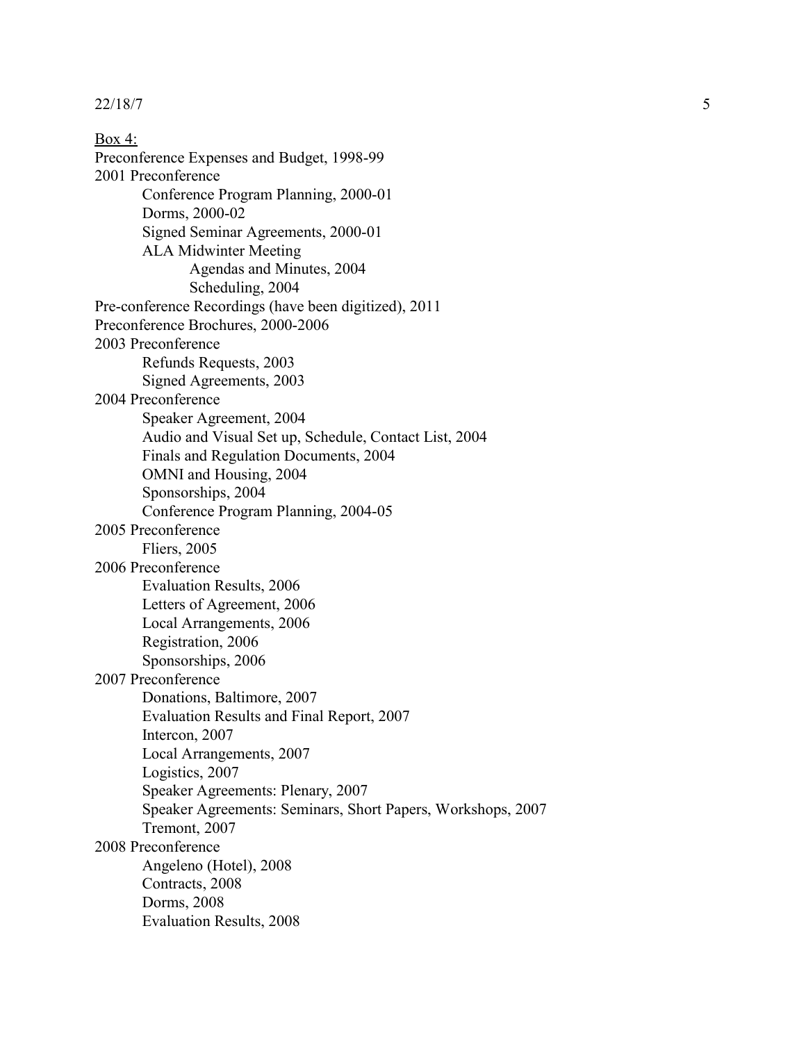Box 4:

Preconference Expenses and Budget, 1998-99

2001 Preconference
- Conference Program Planning, 2000-01
- Dorms, 2000-02
- Signed Seminar Agreements, 2000-01
- ALA Midwinter Meeting
    - Agendas and Minutes, 2004
    - Scheduling, 2004

Pre-conference Recordings (have been digitized), 2011

Preconference Brochures, 2000-2006

2003 Preconference
- Refunds Requests, 2003
- Signed Agreements, 2003

2004 Preconference
- Speaker Agreement, 2004
- Audio and Visual Set up, Schedule, Contact List, 2004
- Finals and Regulation Documents, 2004
- OMNI and Housing, 2004
- Sponsorships, 2004
- Conference Program Planning, 2004-05

2005 Preconference
- Fliers, 2005

2006 Preconference
- Evaluation Results, 2006
- Letters of Agreement, 2006
- Local Arrangements, 2006
- Registration, 2006
- Sponsorships, 2006

2007 Preconference
- Donations, Baltimore, 2007
- Evaluation Results and Final Report, 2007
- Intercon, 2007
- Local Arrangements, 2007
- Logistics, 2007
- Speaker Agreements: Plenary, 2007
- Speaker Agreements: Seminars, Short Papers, Workshops, 2007
- Tremont, 2007

2008 Preconference
- Angeleno (Hotel), 2008
- Contracts, 2008
- Dorms, 2008
- Evaluation Results, 2008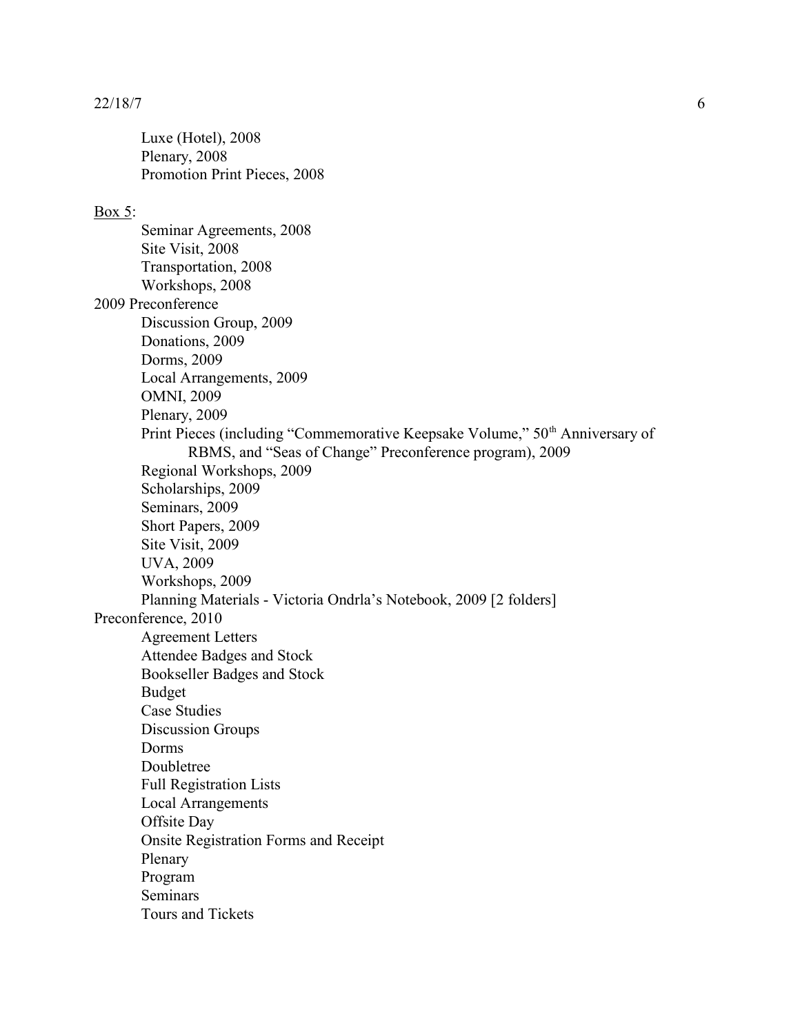Luxe (Hotel), 2008
Plenary, 2008
Promotion Print Pieces, 2008

Box 5:

- Seminar Agreements, 2008
- Site Visit, 2008
- Transportation, 2008
- Workshops, 2008

2009 Preconference

- Discussion Group, 2009
- Donations, 2009
- Dorms, 2009
- Local Arrangements, 2009
- OMNI, 2009
- Plenary, 2009
- Print Pieces (including "Commemorative Keepsake Volume," 50th Anniversary of RBMS, and "Seas of Change" Preconference program), 2009
- Regional Workshops, 2009
- Scholarships, 2009
- Seminars, 2009
- Short Papers, 2009
- Site Visit, 2009
- UVA, 2009
- Workshops, 2009
- Planning Materials - Victoria Ondrla's Notebook, 2009 [2 folders]

Preconference, 2010

- Agreement Letters
- Attendee Badges and Stock
- Bookseller Badges and Stock
- Budget
- Case Studies
- Discussion Groups
- Dorms
- Doubletree
- Full Registration Lists
- Local Arrangements
- Offsite Day
- Onsite Registration Forms and Receipt
- Plenary
- Program
- Seminars
- Tours and Tickets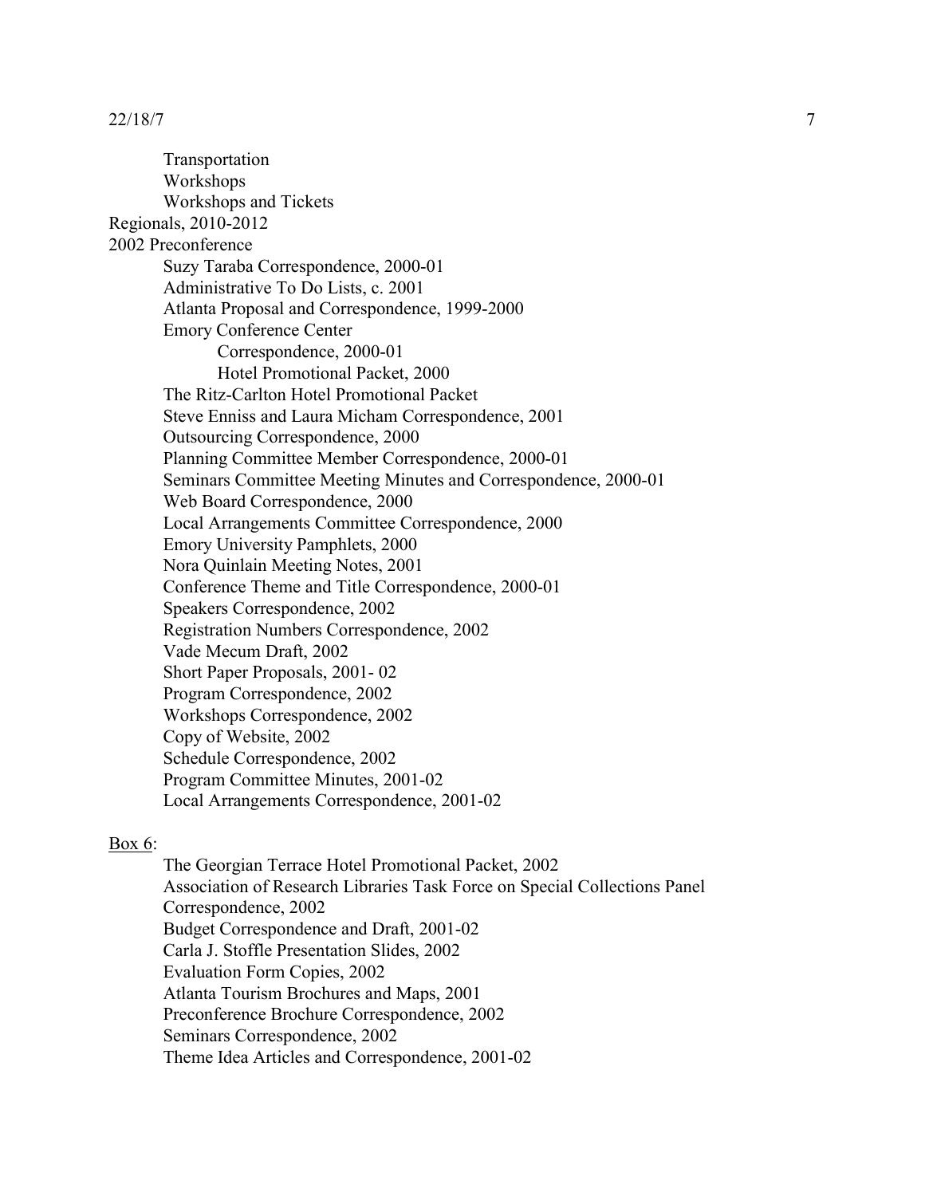Transportation
Workshops
Workshops and Tickets

Regionals, 2010-2012

2002 Preconference

- Suzy Taraba Correspondence, 2000-01
- Administrative To Do Lists, c. 2001
- Atlanta Proposal and Correspondence, 1999-2000
- Emory Conference Center
  - Correspondence, 2000-01
  - Hotel Promotional Packet, 2000
- The Ritz-Carlton Hotel Promotional Packet
- Steve Enniss and Laura Micham Correspondence, 2001
- Outsourcing Correspondence, 2000
- Planning Committee Member Correspondence, 2000-01
- Seminars Committee Meeting Minutes and Correspondence, 2000-01
- Web Board Correspondence, 2000
- Local Arrangements Committee Correspondence, 2000
- Emory University Pamphlets, 2000
- Nora Quinlain Meeting Notes, 2001
- Conference Theme and Title Correspondence, 2000-01
- Speakers Correspondence, 2002
- Registration Numbers Correspondence, 2002
- Vade Mecum Draft, 2002
- Short Paper Proposals, 2001- 02
- Program Correspondence, 2002
- Workshops Correspondence, 2002
- Copy of Website, 2002
- Schedule Correspondence, 2002
- Program Committee Minutes, 2001-02
- Local Arrangements Correspondence, 2001-02

<u>Box 6</u>:

- The Georgian Terrace Hotel Promotional Packet, 2002
- Association of Research Libraries Task Force on Special Collections Panel Correspondence, 2002
- Budget Correspondence and Draft, 2001-02
- Carla J. Stoffle Presentation Slides, 2002
- Evaluation Form Copies, 2002
- Atlanta Tourism Brochures and Maps, 2001
- Preconference Brochure Correspondence, 2002
- Seminars Correspondence, 2002
- Theme Idea Articles and Correspondence, 2001-02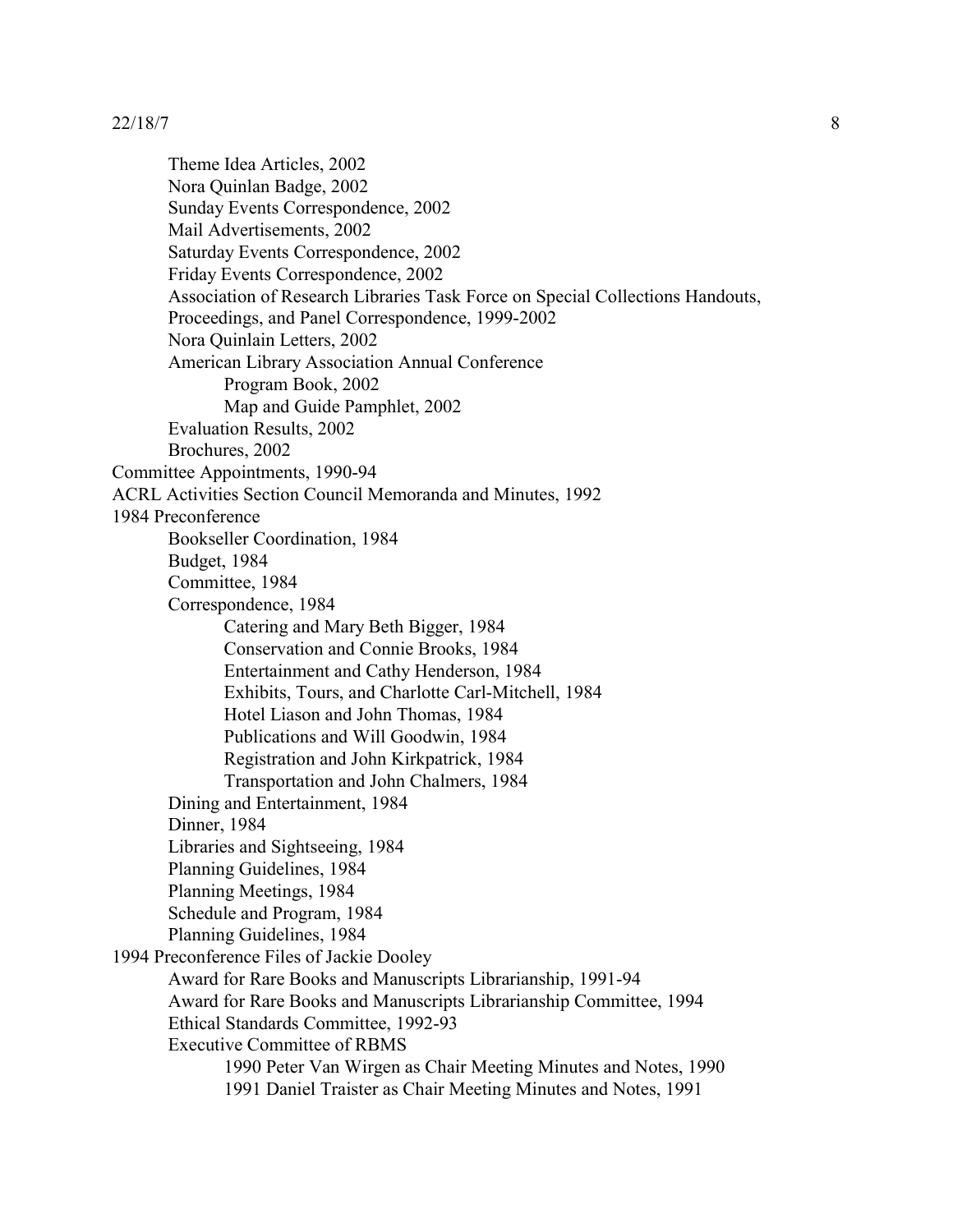Theme Idea Articles, 2002
Nora Quinlan Badge, 2002
Sunday Events Correspondence, 2002
Mail Advertisements, 2002
Saturday Events Correspondence, 2002
Friday Events Correspondence, 2002
Association of Research Libraries Task Force on Special Collections Handouts, Proceedings, and Panel Correspondence, 1999-2002
Nora Quinlain Letters, 2002
American Library Association Annual Conference
- Program Book, 2002
- Map and Guide Pamphlet, 2002

Evaluation Results, 2002
Brochures, 2002

Committee Appointments, 1990-94
ACRL Activities Section Council Memoranda and Minutes, 1992
1984 Preconference
- Bookseller Coordination, 1984
- Budget, 1984
- Committee, 1984
- Correspondence, 1984
  - Catering and Mary Beth Bigger, 1984
  - Conservation and Connie Brooks, 1984
  - Entertainment and Cathy Henderson, 1984
  - Exhibits, Tours, and Charlotte Carl-Mitchell, 1984
  - Hotel Liason and John Thomas, 1984
  - Publications and Will Goodwin, 1984
  - Registration and John Kirkpatrick, 1984
  - Transportation and John Chalmers, 1984
- Dining and Entertainment, 1984
- Dinner, 1984
- Libraries and Sightseeing, 1984
- Planning Guidelines, 1984
- Planning Meetings, 1984
- Schedule and Program, 1984
- Planning Guidelines, 1984

1994 Preconference Files of Jackie Dooley
- Award for Rare Books and Manuscripts Librarianship, 1991-94
- Award for Rare Books and Manuscripts Librarianship Committee, 1994
- Ethical Standards Committee, 1992-93
- Executive Committee of RBMS
  - 1990 Peter Van Wirgen as Chair Meeting Minutes and Notes, 1990
  - 1991 Daniel Traister as Chair Meeting Minutes and Notes, 1991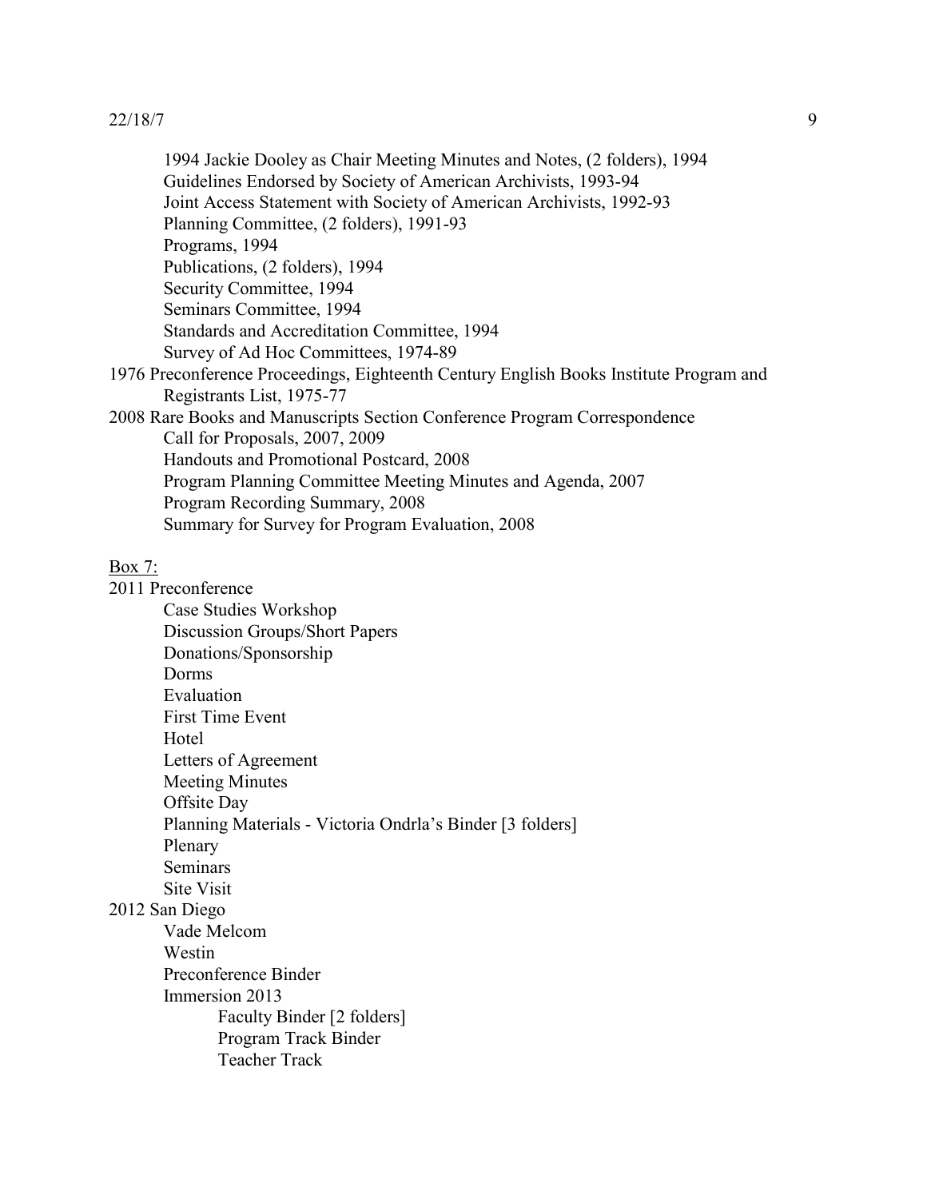1994 Jackie Dooley as Chair Meeting Minutes and Notes, (2 folders), 1994
Guidelines Endorsed by Society of American Archivists, 1993-94
Joint Access Statement with Society of American Archivists, 1992-93
Planning Committee, (2 folders), 1991-93
Programs, 1994
Publications, (2 folders), 1994
Security Committee, 1994
Seminars Committee, 1994
Standards and Accreditation Committee, 1994
Survey of Ad Hoc Committees, 1974-89

1976 Preconference Proceedings, Eighteenth Century English Books Institute Program and Registrants List, 1975-77

2008 Rare Books and Manuscripts Section Conference Program Correspondence
- Call for Proposals, 2007, 2009
- Handouts and Promotional Postcard, 2008
- Program Planning Committee Meeting Minutes and Agenda, 2007
- Program Recording Summary, 2008
- Summary for Survey for Program Evaluation, 2008

<u>Box 7:</u>

2011 Preconference
- Case Studies Workshop
- Discussion Groups/Short Papers
- Donations/Sponsorship
- Dorms
- Evaluation
- First Time Event
- Hotel
- Letters of Agreement
- Meeting Minutes
- Offsite Day
- Planning Materials - Victoria Ondrla's Binder [3 folders]
- Plenary
- Seminars
- Site Visit

2012 San Diego
- Vade Melcom
- Westin
- Preconference Binder
- Immersion 2013
  - Faculty Binder [2 folders]
  - Program Track Binder
  - Teacher Track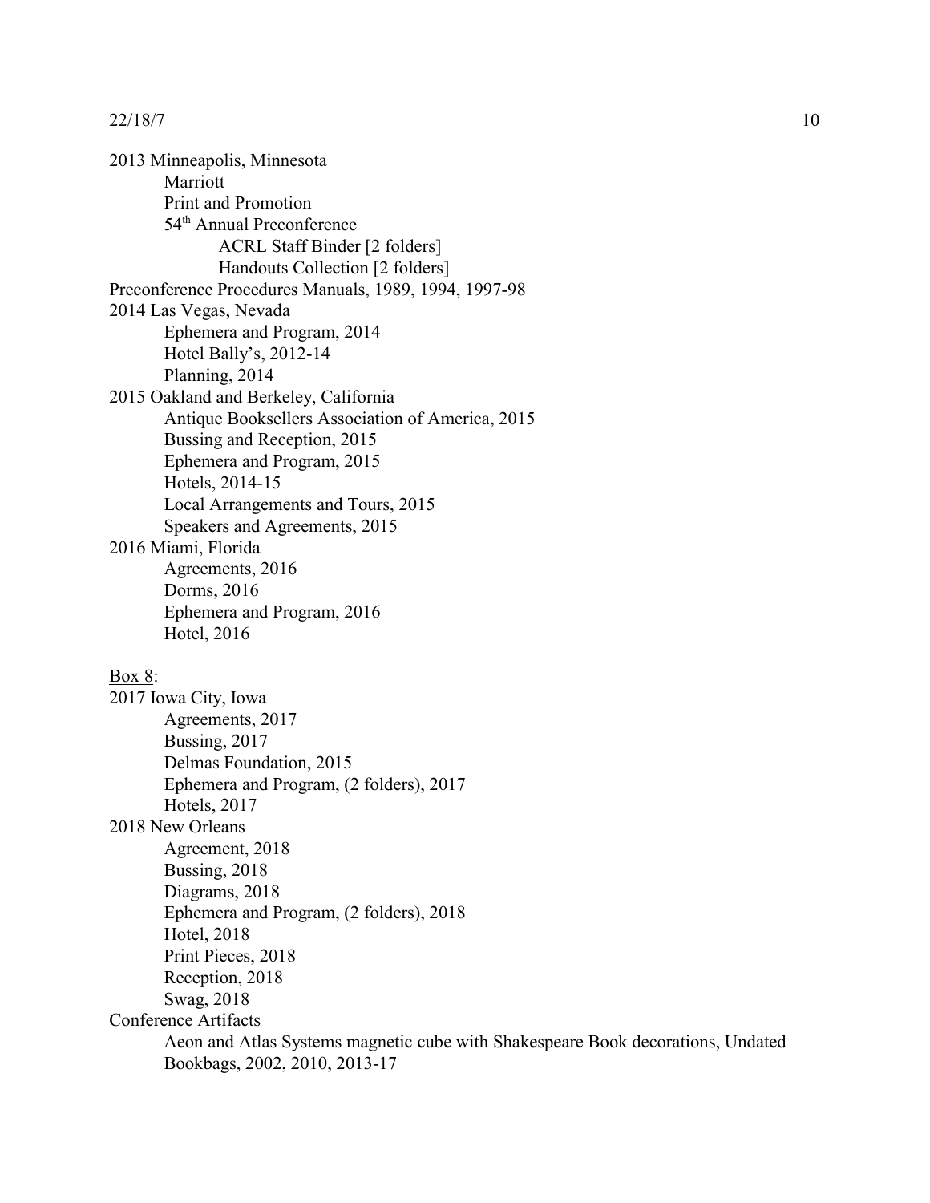2013 Minneapolis, Minnesota
- Marriott
- Print and Promotion
- 54th Annual Preconference
  - ACRL Staff Binder [2 folders]
  - Handouts Collection [2 folders]

Preconference Procedures Manuals, 1989, 1994, 1997-98

2014 Las Vegas, Nevada
- Ephemera and Program, 2014
- Hotel Bally's, 2012-14
- Planning, 2014

2015 Oakland and Berkeley, California
- Antique Booksellers Association of America, 2015
- Bussing and Reception, 2015
- Ephemera and Program, 2015
- Hotels, 2014-15
- Local Arrangements and Tours, 2015
- Speakers and Agreements, 2015

2016 Miami, Florida
- Agreements, 2016
- Dorms, 2016
- Ephemera and Program, 2016
- Hotel, 2016

Box 8:

2017 Iowa City, Iowa
- Agreements, 2017
- Bussing, 2017
- Delmas Foundation, 2015
- Ephemera and Program, (2 folders), 2017
- Hotels, 2017

2018 New Orleans
- Agreement, 2018
- Bussing, 2018
- Diagrams, 2018
- Ephemera and Program, (2 folders), 2018
- Hotel, 2018
- Print Pieces, 2018
- Reception, 2018
- Swag, 2018

Conference Artifacts
- Aeon and Atlas Systems magnetic cube with Shakespeare Book decorations, Undated
- Bookbags, 2002, 2010, 2013-17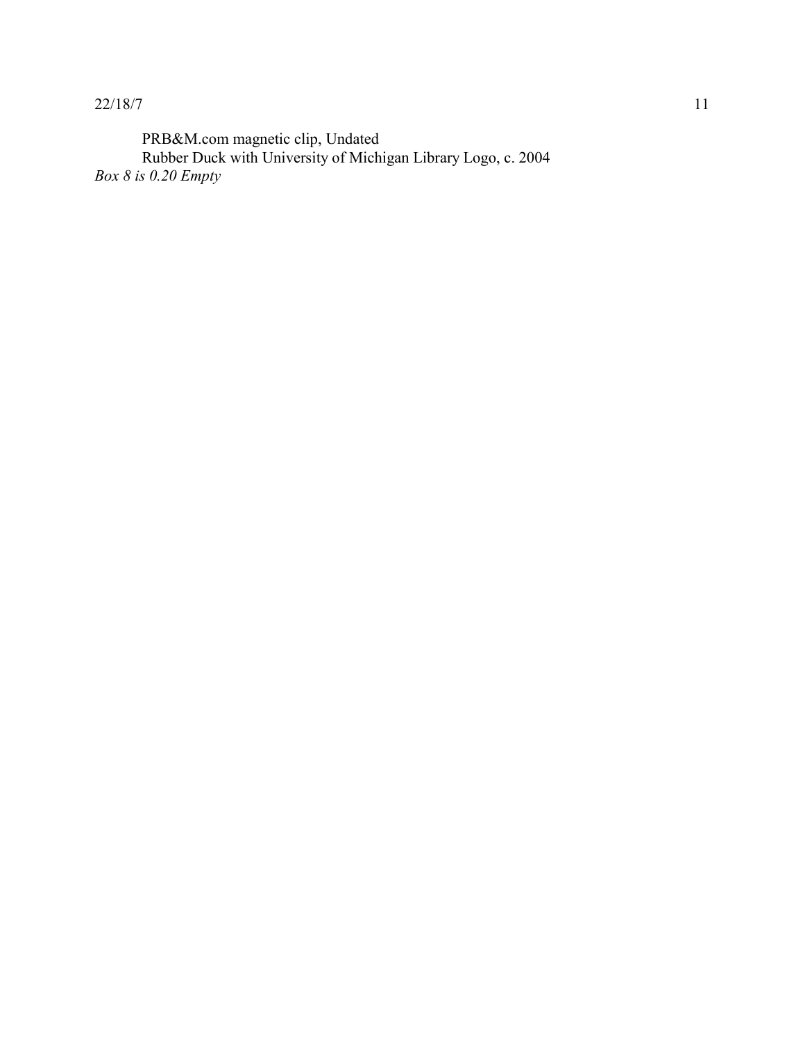PRB&M.com magnetic clip, Undated
Rubber Duck with University of Michigan Library Logo, c. 2004

*Box 8 is 0.20 Empty*